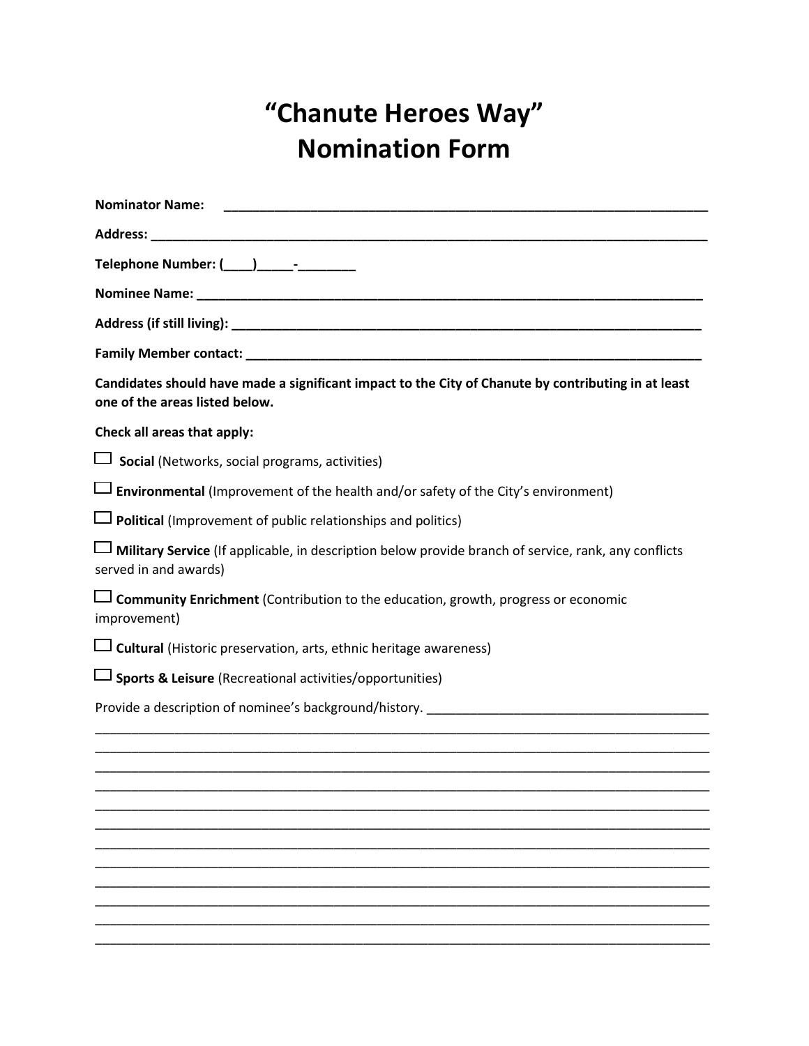# "Chanute Heroes Way"
# Nomination Form

**Nominator Name:** ______________________________________________________________

**Address:** ______________________________________________________________________

**Telephone Number: (____)_____-________**

**Nominee Name:** _________________________________________________________________

**Address (if still living):** ______________________________________________________

**Family Member contact:** _________________________________________________________

**Candidates should have made a significant impact to the City of Chanute by contributing in at least one of the areas listed below.**

**Check all areas that apply:**

☐ **Social** (Networks, social programs, activities)

☐ **Environmental** (Improvement of the health and/or safety of the City's environment)

☐ **Political** (Improvement of public relationships and politics)

☐ **Military Service** (If applicable, in description below provide branch of service, rank, any conflicts served in and awards)

☐ **Community Enrichment** (Contribution to the education, growth, progress or economic improvement)

☐ **Cultural** (Historic preservation, arts, ethnic heritage awareness)

☐ **Sports & Leisure** (Recreational activities/opportunities)

Provide a description of nominee's background/history. ________________________________________

______________________________________________________________________________________

______________________________________________________________________________________

______________________________________________________________________________________

______________________________________________________________________________________

______________________________________________________________________________________

______________________________________________________________________________________

______________________________________________________________________________________

______________________________________________________________________________________

______________________________________________________________________________________

______________________________________________________________________________________

______________________________________________________________________________________

______________________________________________________________________________________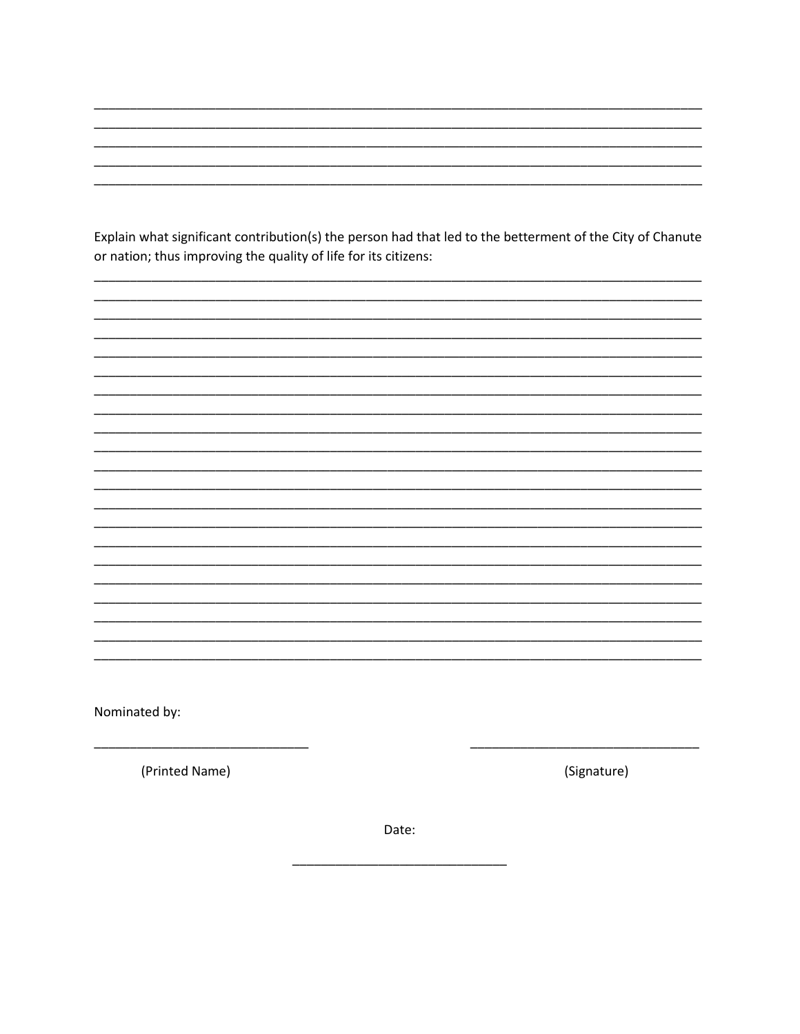\_\_\_\_\_\_\_\_\_\_\_\_\_\_\_\_\_\_\_\_\_\_\_\_\_\_\_\_\_\_\_\_\_\_\_\_\_\_\_\_\_\_\_\_\_\_\_\_\_\_\_\_\_\_\_\_\_\_\_\_\_\_\_\_\_\_\_\_\_\_\_\_\_\_\_\_\_\_\_\_
\_\_\_\_\_\_\_\_\_\_\_\_\_\_\_\_\_\_\_\_\_\_\_\_\_\_\_\_\_\_\_\_\_\_\_\_\_\_\_\_\_\_\_\_\_\_\_\_\_\_\_\_\_\_\_\_\_\_\_\_\_\_\_\_\_\_\_\_\_\_\_\_\_\_\_\_\_\_\_\_
\_\_\_\_\_\_\_\_\_\_\_\_\_\_\_\_\_\_\_\_\_\_\_\_\_\_\_\_\_\_\_\_\_\_\_\_\_\_\_\_\_\_\_\_\_\_\_\_\_\_\_\_\_\_\_\_\_\_\_\_\_\_\_\_\_\_\_\_\_\_\_\_\_\_\_\_\_\_\_\_
\_\_\_\_\_\_\_\_\_\_\_\_\_\_\_\_\_\_\_\_\_\_\_\_\_\_\_\_\_\_\_\_\_\_\_\_\_\_\_\_\_\_\_\_\_\_\_\_\_\_\_\_\_\_\_\_\_\_\_\_\_\_\_\_\_\_\_\_\_\_\_\_\_\_\_\_\_\_\_\_
\_\_\_\_\_\_\_\_\_\_\_\_\_\_\_\_\_\_\_\_\_\_\_\_\_\_\_\_\_\_\_\_\_\_\_\_\_\_\_\_\_\_\_\_\_\_\_\_\_\_\_\_\_\_\_\_\_\_\_\_\_\_\_\_\_\_\_\_\_\_\_\_\_\_\_\_\_\_\_\_

Explain what significant contribution(s) the person had that led to the betterment of the City of Chanute or nation; thus improving the quality of life for its citizens:

\_\_\_\_\_\_\_\_\_\_\_\_\_\_\_\_\_\_\_\_\_\_\_\_\_\_\_\_\_\_\_\_\_\_\_\_\_\_\_\_\_\_\_\_\_\_\_\_\_\_\_\_\_\_\_\_\_\_\_\_\_\_\_\_\_\_\_\_\_\_\_\_\_\_\_\_\_\_\_\_
\_\_\_\_\_\_\_\_\_\_\_\_\_\_\_\_\_\_\_\_\_\_\_\_\_\_\_\_\_\_\_\_\_\_\_\_\_\_\_\_\_\_\_\_\_\_\_\_\_\_\_\_\_\_\_\_\_\_\_\_\_\_\_\_\_\_\_\_\_\_\_\_\_\_\_\_\_\_\_\_
\_\_\_\_\_\_\_\_\_\_\_\_\_\_\_\_\_\_\_\_\_\_\_\_\_\_\_\_\_\_\_\_\_\_\_\_\_\_\_\_\_\_\_\_\_\_\_\_\_\_\_\_\_\_\_\_\_\_\_\_\_\_\_\_\_\_\_\_\_\_\_\_\_\_\_\_\_\_\_\_
\_\_\_\_\_\_\_\_\_\_\_\_\_\_\_\_\_\_\_\_\_\_\_\_\_\_\_\_\_\_\_\_\_\_\_\_\_\_\_\_\_\_\_\_\_\_\_\_\_\_\_\_\_\_\_\_\_\_\_\_\_\_\_\_\_\_\_\_\_\_\_\_\_\_\_\_\_\_\_\_
\_\_\_\_\_\_\_\_\_\_\_\_\_\_\_\_\_\_\_\_\_\_\_\_\_\_\_\_\_\_\_\_\_\_\_\_\_\_\_\_\_\_\_\_\_\_\_\_\_\_\_\_\_\_\_\_\_\_\_\_\_\_\_\_\_\_\_\_\_\_\_\_\_\_\_\_\_\_\_\_
\_\_\_\_\_\_\_\_\_\_\_\_\_\_\_\_\_\_\_\_\_\_\_\_\_\_\_\_\_\_\_\_\_\_\_\_\_\_\_\_\_\_\_\_\_\_\_\_\_\_\_\_\_\_\_\_\_\_\_\_\_\_\_\_\_\_\_\_\_\_\_\_\_\_\_\_\_\_\_\_
\_\_\_\_\_\_\_\_\_\_\_\_\_\_\_\_\_\_\_\_\_\_\_\_\_\_\_\_\_\_\_\_\_\_\_\_\_\_\_\_\_\_\_\_\_\_\_\_\_\_\_\_\_\_\_\_\_\_\_\_\_\_\_\_\_\_\_\_\_\_\_\_\_\_\_\_\_\_\_\_
\_\_\_\_\_\_\_\_\_\_\_\_\_\_\_\_\_\_\_\_\_\_\_\_\_\_\_\_\_\_\_\_\_\_\_\_\_\_\_\_\_\_\_\_\_\_\_\_\_\_\_\_\_\_\_\_\_\_\_\_\_\_\_\_\_\_\_\_\_\_\_\_\_\_\_\_\_\_\_\_
\_\_\_\_\_\_\_\_\_\_\_\_\_\_\_\_\_\_\_\_\_\_\_\_\_\_\_\_\_\_\_\_\_\_\_\_\_\_\_\_\_\_\_\_\_\_\_\_\_\_\_\_\_\_\_\_\_\_\_\_\_\_\_\_\_\_\_\_\_\_\_\_\_\_\_\_\_\_\_\_
\_\_\_\_\_\_\_\_\_\_\_\_\_\_\_\_\_\_\_\_\_\_\_\_\_\_\_\_\_\_\_\_\_\_\_\_\_\_\_\_\_\_\_\_\_\_\_\_\_\_\_\_\_\_\_\_\_\_\_\_\_\_\_\_\_\_\_\_\_\_\_\_\_\_\_\_\_\_\_\_
\_\_\_\_\_\_\_\_\_\_\_\_\_\_\_\_\_\_\_\_\_\_\_\_\_\_\_\_\_\_\_\_\_\_\_\_\_\_\_\_\_\_\_\_\_\_\_\_\_\_\_\_\_\_\_\_\_\_\_\_\_\_\_\_\_\_\_\_\_\_\_\_\_\_\_\_\_\_\_\_
\_\_\_\_\_\_\_\_\_\_\_\_\_\_\_\_\_\_\_\_\_\_\_\_\_\_\_\_\_\_\_\_\_\_\_\_\_\_\_\_\_\_\_\_\_\_\_\_\_\_\_\_\_\_\_\_\_\_\_\_\_\_\_\_\_\_\_\_\_\_\_\_\_\_\_\_\_\_\_\_
\_\_\_\_\_\_\_\_\_\_\_\_\_\_\_\_\_\_\_\_\_\_\_\_\_\_\_\_\_\_\_\_\_\_\_\_\_\_\_\_\_\_\_\_\_\_\_\_\_\_\_\_\_\_\_\_\_\_\_\_\_\_\_\_\_\_\_\_\_\_\_\_\_\_\_\_\_\_\_\_
\_\_\_\_\_\_\_\_\_\_\_\_\_\_\_\_\_\_\_\_\_\_\_\_\_\_\_\_\_\_\_\_\_\_\_\_\_\_\_\_\_\_\_\_\_\_\_\_\_\_\_\_\_\_\_\_\_\_\_\_\_\_\_\_\_\_\_\_\_\_\_\_\_\_\_\_\_\_\_\_
\_\_\_\_\_\_\_\_\_\_\_\_\_\_\_\_\_\_\_\_\_\_\_\_\_\_\_\_\_\_\_\_\_\_\_\_\_\_\_\_\_\_\_\_\_\_\_\_\_\_\_\_\_\_\_\_\_\_\_\_\_\_\_\_\_\_\_\_\_\_\_\_\_\_\_\_\_\_\_\_
\_\_\_\_\_\_\_\_\_\_\_\_\_\_\_\_\_\_\_\_\_\_\_\_\_\_\_\_\_\_\_\_\_\_\_\_\_\_\_\_\_\_\_\_\_\_\_\_\_\_\_\_\_\_\_\_\_\_\_\_\_\_\_\_\_\_\_\_\_\_\_\_\_\_\_\_\_\_\_\_
\_\_\_\_\_\_\_\_\_\_\_\_\_\_\_\_\_\_\_\_\_\_\_\_\_\_\_\_\_\_\_\_\_\_\_\_\_\_\_\_\_\_\_\_\_\_\_\_\_\_\_\_\_\_\_\_\_\_\_\_\_\_\_\_\_\_\_\_\_\_\_\_\_\_\_\_\_\_\_\_
\_\_\_\_\_\_\_\_\_\_\_\_\_\_\_\_\_\_\_\_\_\_\_\_\_\_\_\_\_\_\_\_\_\_\_\_\_\_\_\_\_\_\_\_\_\_\_\_\_\_\_\_\_\_\_\_\_\_\_\_\_\_\_\_\_\_\_\_\_\_\_\_\_\_\_\_\_\_\_\_
\_\_\_\_\_\_\_\_\_\_\_\_\_\_\_\_\_\_\_\_\_\_\_\_\_\_\_\_\_\_\_\_\_\_\_\_\_\_\_\_\_\_\_\_\_\_\_\_\_\_\_\_\_\_\_\_\_\_\_\_\_\_\_\_\_\_\_\_\_\_\_\_\_\_\_\_\_\_\_\_
\_\_\_\_\_\_\_\_\_\_\_\_\_\_\_\_\_\_\_\_\_\_\_\_\_\_\_\_\_\_\_\_\_\_\_\_\_\_\_\_\_\_\_\_\_\_\_\_\_\_\_\_\_\_\_\_\_\_\_\_\_\_\_\_\_\_\_\_\_\_\_\_\_\_\_\_\_\_\_\_
\_\_\_\_\_\_\_\_\_\_\_\_\_\_\_\_\_\_\_\_\_\_\_\_\_\_\_\_\_\_\_\_\_\_\_\_\_\_\_\_\_\_\_\_\_\_\_\_\_\_\_\_\_\_\_\_\_\_\_\_\_\_\_\_\_\_\_\_\_\_\_\_\_\_\_\_\_\_\_\_
\_\_\_\_\_\_\_\_\_\_\_\_\_\_\_\_\_\_\_\_\_\_\_\_\_\_\_\_\_\_\_\_\_\_\_\_\_\_\_\_\_\_\_\_\_\_\_\_\_\_\_\_\_\_\_\_\_\_\_\_\_\_\_\_\_\_\_\_\_\_\_\_\_\_\_\_\_\_\_\_

Nominated by:

| \_\_\_\_\_\_\_\_\_\_\_\_\_\_\_\_\_\_\_\_\_\_\_\_\_\_\_\_\_\_ | \_\_\_\_\_\_\_\_\_\_\_\_\_\_\_\_\_\_\_\_\_\_\_\_\_\_\_\_\_\_ |
|---|---|
| (Printed Name) | (Signature) |

Date:

\_\_\_\_\_\_\_\_\_\_\_\_\_\_\_\_\_\_\_\_\_\_\_\_\_\_\_\_\_\_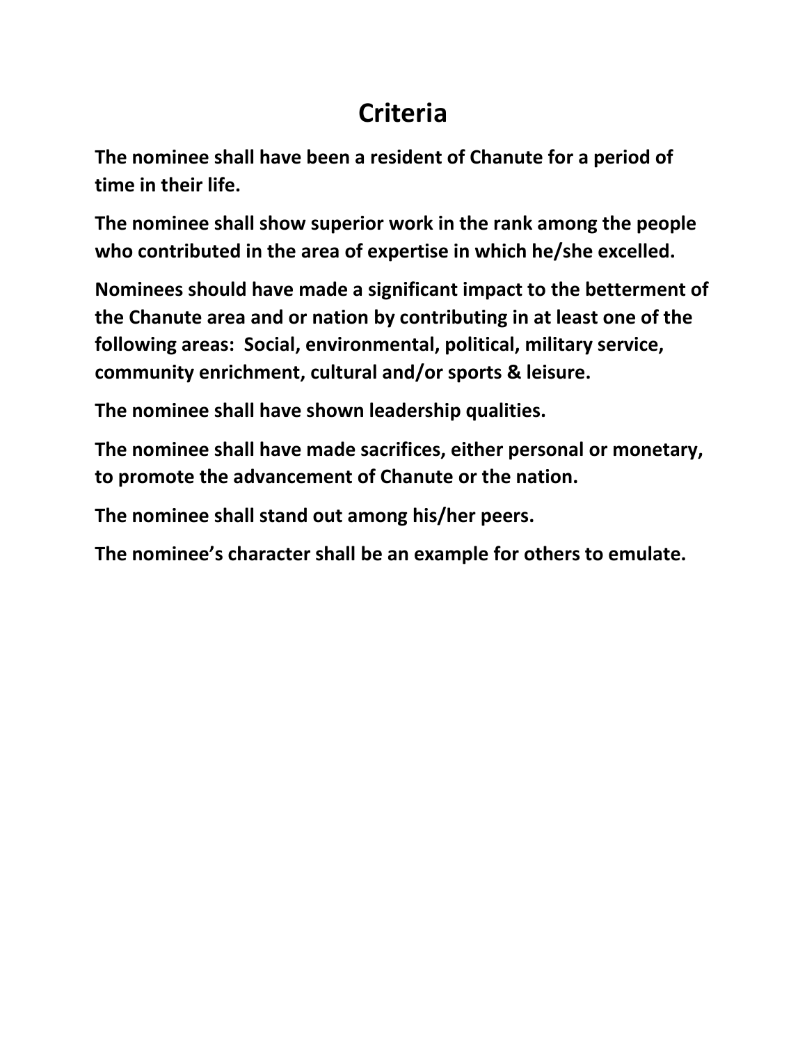# Criteria

**The nominee shall have been a resident of Chanute for a period of time in their life.**

**The nominee shall show superior work in the rank among the people who contributed in the area of expertise in which he/she excelled.**

**Nominees should have made a significant impact to the betterment of the Chanute area and or nation by contributing in at least one of the following areas: Social, environmental, political, military service, community enrichment, cultural and/or sports & leisure.**

**The nominee shall have shown leadership qualities.**

**The nominee shall have made sacrifices, either personal or monetary, to promote the advancement of Chanute or the nation.**

**The nominee shall stand out among his/her peers.**

**The nominee's character shall be an example for others to emulate.**